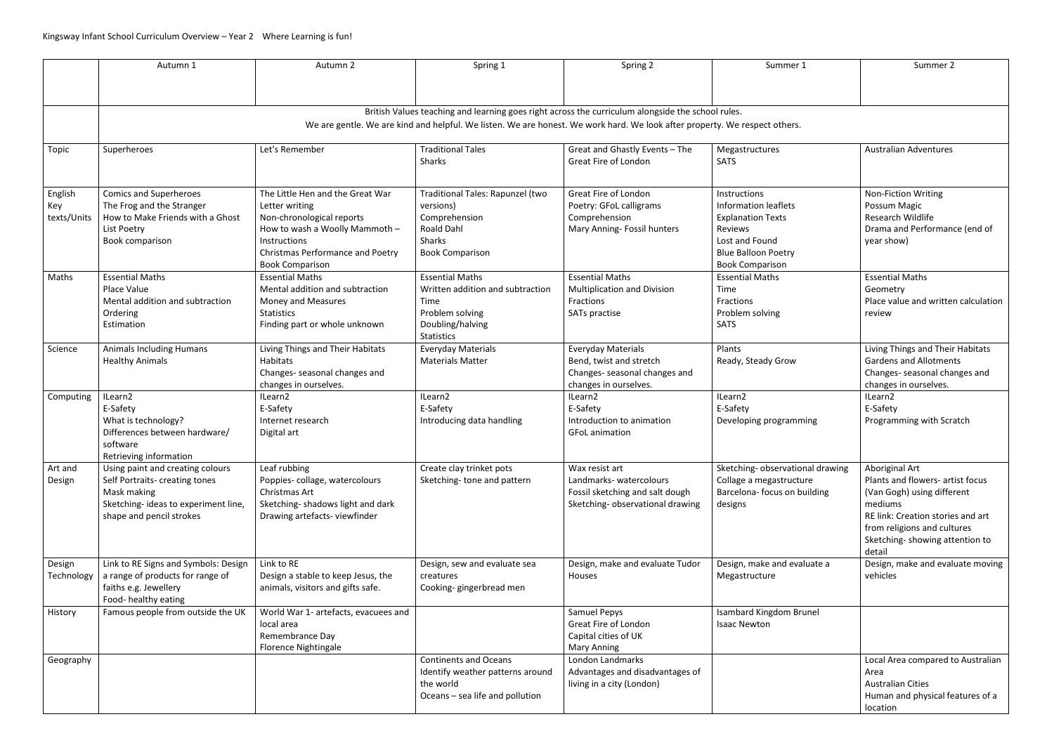Kingsway Infant School Curriculum Overview – Year 2 Where Learning is fun!

| | Autumn 1 | Autumn 2 | Spring 1 | Spring 2 | Summer 1 | Summer 2 |
|---|---|---|---|---|---|---|
| | British Values teaching and learning goes right across the curriculum alongside the school rules.<br>We are gentle. We are kind and helpful. We listen. We are honest. We work hard. We look after property. We respect others. | | | | | |
| Topic | Superheroes | Let's Remember | Traditional Tales<br>Sharks | Great and Ghastly Events – The Great Fire of London | Megastructures<br>SATS | Australian Adventures |
| English Key texts/Units | Comics and Superheroes<br>The Frog and the Stranger<br>How to Make Friends with a Ghost<br>List Poetry<br>Book comparison | The Little Hen and the Great War<br>Letter writing<br>Non-chronological reports<br>How to wash a Woolly Mammoth – Instructions<br>Christmas Performance and Poetry<br>Book Comparison | Traditional Tales: Rapunzel (two versions)<br>Comprehension<br>Roald Dahl<br>Sharks<br>Book Comparison | Great Fire of London<br>Poetry: GFoL calligrams<br>Comprehension<br>Mary Anning- Fossil hunters | Instructions<br>Information leaflets<br>Explanation Texts<br>Reviews<br>Lost and Found<br>Blue Balloon Poetry<br>Book Comparison | Non-Fiction Writing<br>Possum Magic<br>Research Wildlife<br>Drama and Performance (end of year show) |
| Maths | Essential Maths<br>Place Value<br>Mental addition and subtraction<br>Ordering<br>Estimation | Essential Maths<br>Mental addition and subtraction<br>Money and Measures<br>Statistics<br>Finding part or whole unknown | Essential Maths<br>Written addition and subtraction<br>Time<br>Problem solving<br>Doubling/halving<br>Statistics | Essential Maths<br>Multiplication and Division<br>Fractions<br>SATs practise | Essential Maths<br>Time<br>Fractions<br>Problem solving<br>SATS | Essential Maths<br>Geometry<br>Place value and written calculation review |
| Science | Animals Including Humans<br>Healthy Animals | Living Things and Their Habitats<br>Habitats<br>Changes- seasonal changes and changes in ourselves. | Everyday Materials<br>Materials Matter | Everyday Materials<br>Bend, twist and stretch<br>Changes- seasonal changes and changes in ourselves. | Plants<br>Ready, Steady Grow | Living Things and Their Habitats<br>Gardens and Allotments<br>Changes- seasonal changes and changes in ourselves. |
| Computing | ILearn2<br>E-Safety<br>What is technology?<br>Differences between hardware/ software<br>Retrieving information | ILearn2<br>E-Safety<br>Internet research<br>Digital art | ILearn2<br>E-Safety<br>Introducing data handling | ILearn2<br>E-Safety<br>Introduction to animation<br>GFoL animation | ILearn2<br>E-Safety<br>Developing programming | ILearn2<br>E-Safety<br>Programming with Scratch |
| Art and Design | Using paint and creating colours<br>Self Portraits- creating tones<br>Mask making<br>Sketching- ideas to experiment line, shape and pencil strokes | Leaf rubbing<br>Poppies- collage, watercolours<br>Christmas Art<br>Sketching- shadows light and dark<br>Drawing artefacts- viewfinder | Create clay trinket pots<br>Sketching- tone and pattern | Wax resist art<br>Landmarks- watercolours<br>Fossil sketching and salt dough<br>Sketching- observational drawing | Sketching- observational drawing<br>Collage a megastructure<br>Barcelona- focus on building designs | Aboriginal Art<br>Plants and flowers- artist focus (Van Gogh) using different mediums<br>RE link: Creation stories and art from religions and cultures<br>Sketching- showing attention to detail |
| Design Technology | Link to RE Signs and Symbols: Design a range of products for range of faiths e.g. Jewellery<br>Food- healthy eating | Link to RE<br>Design a stable to keep Jesus, the animals, visitors and gifts safe. | Design, sew and evaluate sea creatures<br>Cooking- gingerbread men | Design, make and evaluate Tudor Houses | Design, make and evaluate a Megastructure | Design, make and evaluate moving vehicles |
| History | Famous people from outside the UK | World War 1- artefacts, evacuees and local area<br>Remembrance Day<br>Florence Nightingale | | Samuel Pepys<br>Great Fire of London<br>Capital cities of UK<br>Mary Anning | Isambard Kingdom Brunel<br>Isaac Newton | |
| Geography | | | Continents and Oceans<br>Identify weather patterns around the world<br>Oceans – sea life and pollution | London Landmarks<br>Advantages and disadvantages of living in a city (London) | | Local Area compared to Australian Area<br>Australian Cities<br>Human and physical features of a location |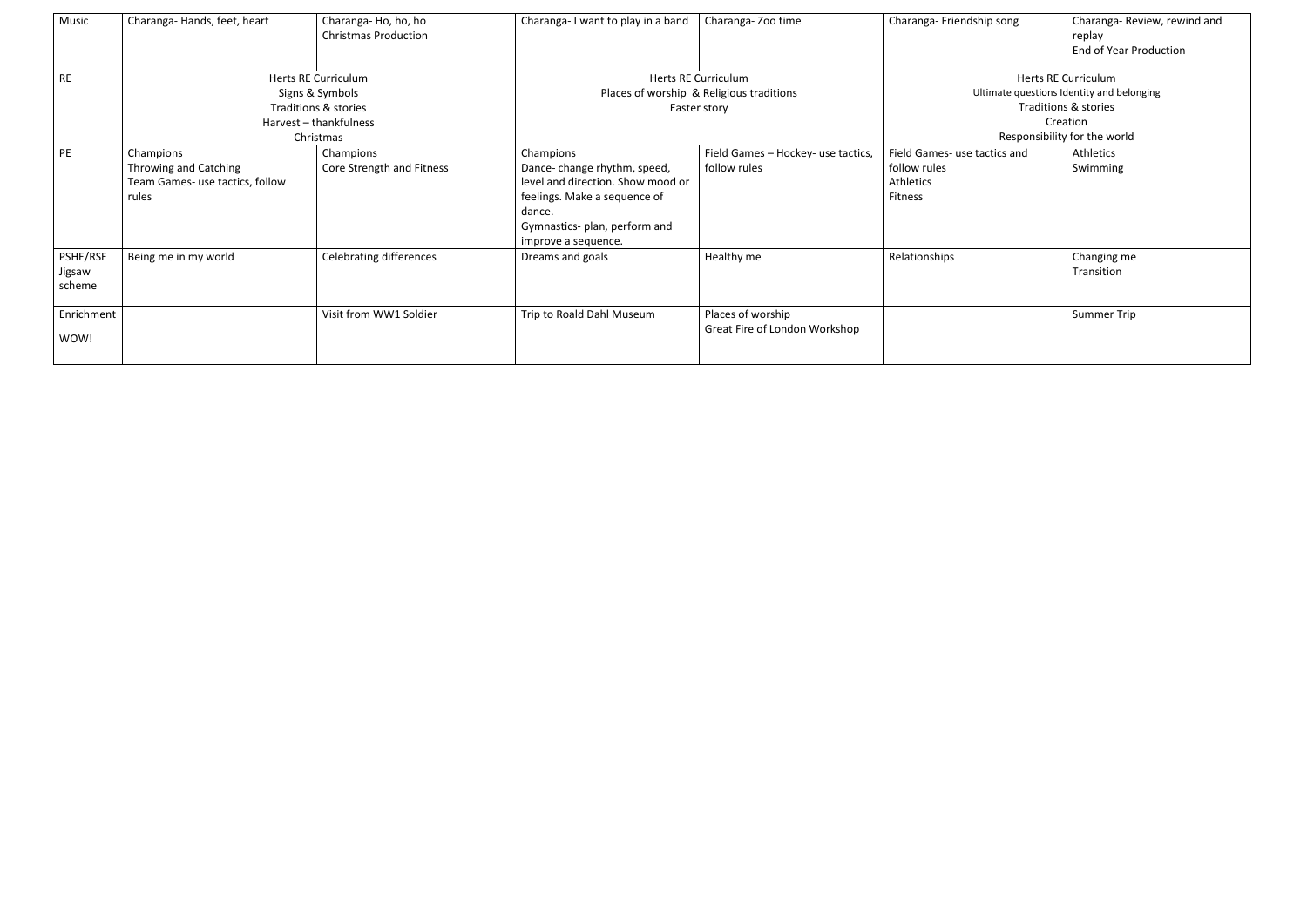| | | | | | | |
|---|---|---|---|---|---|---|
| Music | Charanga- Hands, feet, heart | Charanga- Ho, ho, ho<br>Christmas Production | Charanga- I want to play in a band | Charanga- Zoo time | Charanga- Friendship song | Charanga- Review, rewind and replay<br>End of Year Production |
| RE | Herts RE Curriculum<br>Signs & Symbols<br>Traditions & stories<br>Harvest – thankfulness<br>Christmas | | Herts RE Curriculum<br>Places of worship & Religious traditions<br>Easter story | | Herts RE Curriculum<br>Ultimate questions Identity and belonging<br>Traditions & stories<br>Creation<br>Responsibility for the world | |
| PE | Champions<br>Throwing and Catching<br>Team Games- use tactics, follow rules | Champions<br>Core Strength and Fitness | Champions<br>Dance- change rhythm, speed, level and direction. Show mood or feelings. Make a sequence of dance.<br>Gymnastics- plan, perform and improve a sequence. | Field Games – Hockey- use tactics, follow rules | Field Games- use tactics and follow rules<br>Athletics<br>Fitness | Athletics<br>Swimming |
| PSHE/RSE Jigsaw scheme | Being me in my world | Celebrating differences | Dreams and goals | Healthy me | Relationships | Changing me<br>Transition |
| Enrichment<br>WOW! | | Visit from WW1 Soldier | Trip to Roald Dahl Museum | Places of worship<br>Great Fire of London Workshop | | Summer Trip |